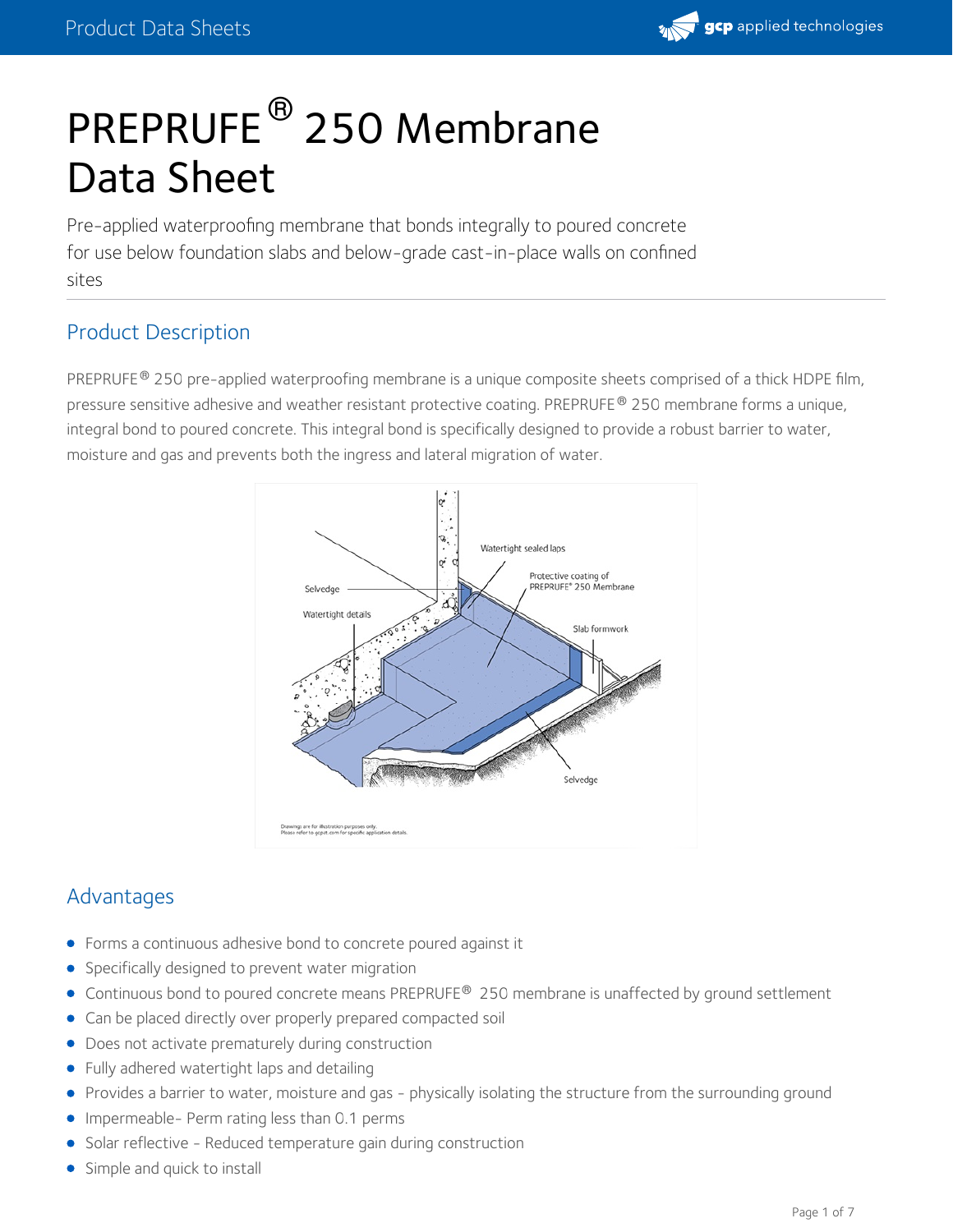# PREPRUFE® 250 Membrane Data Sheet

Pre-applied waterproofing membrane that bonds integrally to poured concrete for use below foundation slabs and below-grade cast-in-place walls on confined sites

## Product Description

PREPRUFE® 250 pre-applied waterproofing membrane is a unique composite sheets comprised of a thick HDPE film, pressure sensitive adhesive and weather resistant protective coating. PREPRUFE® 250 membrane forms a unique, integral bond to poured concrete. This integral bond is specifically designed to provide a robust barrier to water, moisture and gas and prevents both the ingress and lateral migration of water.

## Advantages

- Forms a continuous adhesive bond to concrete poured against it
- Specifically designed to prevent water migration
- Continuous bond to poured concrete means PREPRUFE® 250 membrane is unaffected by ground settlement
- Can be placed directly over properly prepared compacted soil
- Does not activate prematurely during construction
- Fully adhered watertight laps and detailing
- Provides a barrier to water, moisture and gas - physically isolating the structure from the surrounding ground
- Impermeable- Perm rating less than 0.1 perms
- Solar reflective - Reduced temperature gain during construction
- Simple and quick to install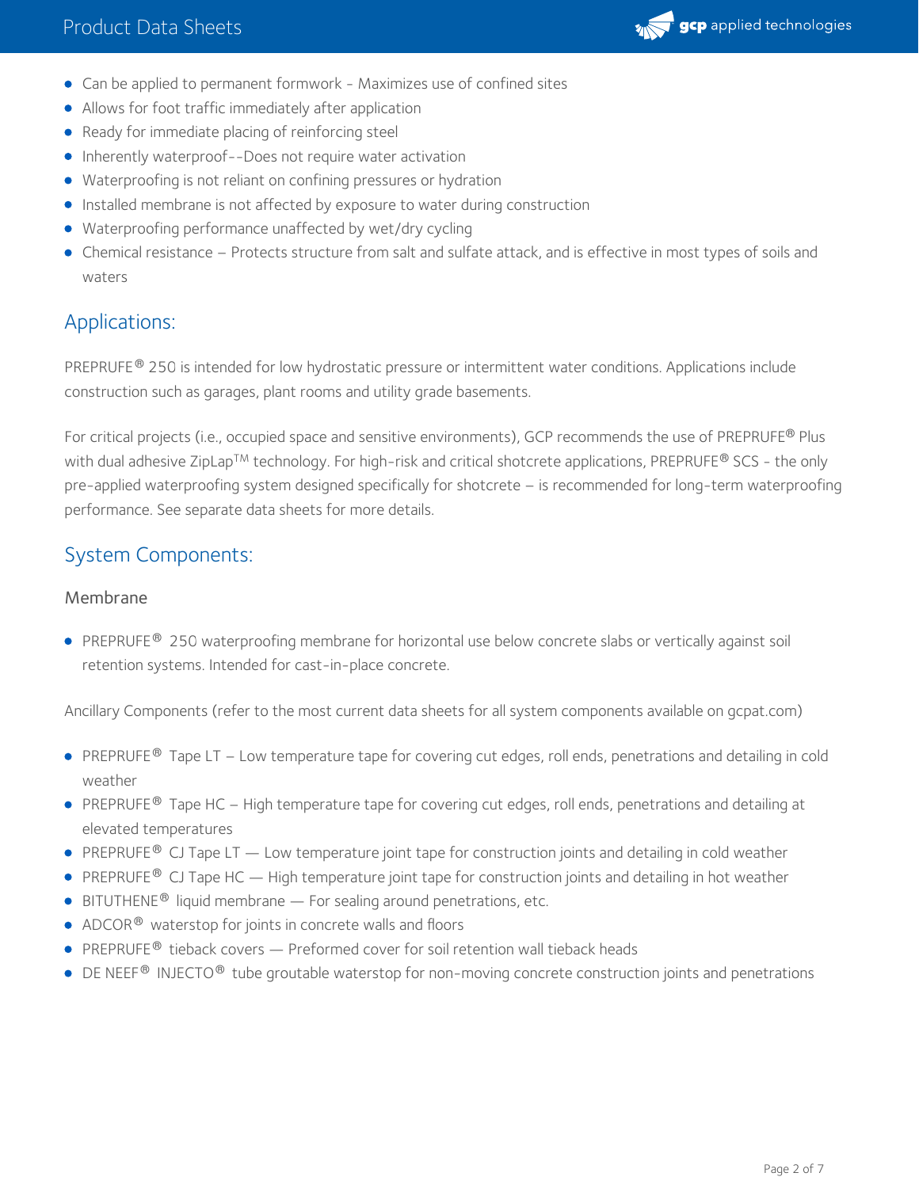- Can be applied to permanent formwork - Maximizes use of confined sites
- Allows for foot traffic immediately after application
- Ready for immediate placing of reinforcing steel
- Inherently waterproof--Does not require water activation
- Waterproofing is not reliant on confining pressures or hydration
- Installed membrane is not affected by exposure to water during construction
- Waterproofing performance unaffected by wet/dry cycling
- Chemical resistance – Protects structure from salt and sulfate attack, and is effective in most types of soils and waters

## Applications:

PREPRUFE® 250 is intended for low hydrostatic pressure or intermittent water conditions. Applications include construction such as garages, plant rooms and utility grade basements.

For critical projects (i.e., occupied space and sensitive environments), GCP recommends the use of PREPRUFE® Plus with dual adhesive ZipLap™ technology. For high-risk and critical shotcrete applications, PREPRUFE® SCS - the only pre-applied waterproofing system designed specifically for shotcrete – is recommended for long-term waterproofing performance. See separate data sheets for more details.

## System Components:

### Membrane

- PREPRUFE® 250 waterproofing membrane for horizontal use below concrete slabs or vertically against soil retention systems. Intended for cast-in-place concrete.

Ancillary Components (refer to the most current data sheets for all system components available on gcpat.com)

- PREPRUFE® Tape LT – Low temperature tape for covering cut edges, roll ends, penetrations and detailing in cold weather
- PREPRUFE® Tape HC – High temperature tape for covering cut edges, roll ends, penetrations and detailing at elevated temperatures
- PREPRUFE® CJ Tape LT — Low temperature joint tape for construction joints and detailing in cold weather
- PREPRUFE® CJ Tape HC — High temperature joint tape for construction joints and detailing in hot weather
- BITUTHENE® liquid membrane — For sealing around penetrations, etc.
- ADCOR® waterstop for joints in concrete walls and floors
- PREPRUFE® tieback covers — Preformed cover for soil retention wall tieback heads
- DE NEEF® INJECTO® tube groutable waterstop for non-moving concrete construction joints and penetrations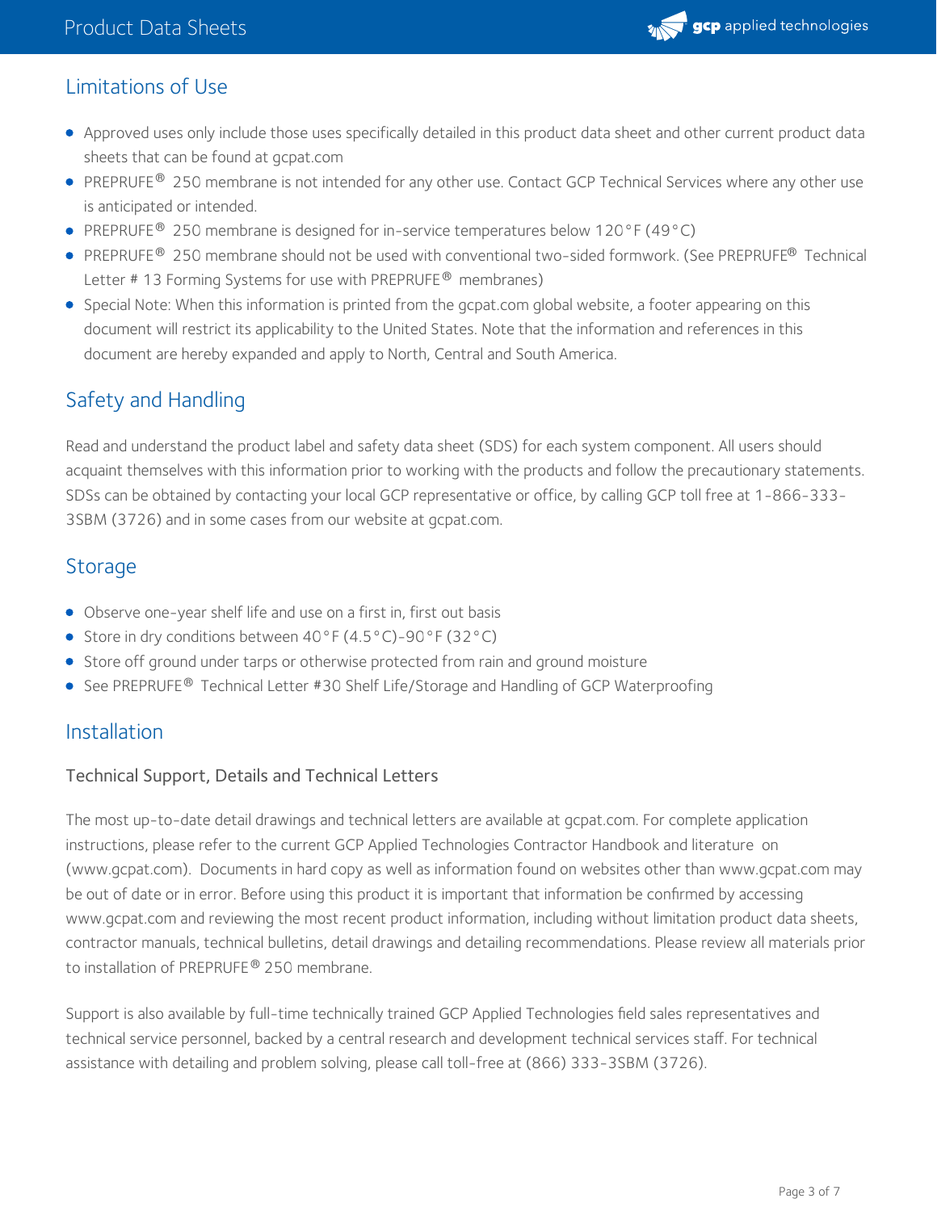## Limitations of Use

- Approved uses only include those uses specifically detailed in this product data sheet and other current product data sheets that can be found at gcpat.com
- PREPRUFE® 250 membrane is not intended for any other use. Contact GCP Technical Services where any other use is anticipated or intended.
- PREPRUFE® 250 membrane is designed for in-service temperatures below 120°F (49°C)
- PREPRUFE® 250 membrane should not be used with conventional two-sided formwork. (See PREPRUFE® Technical Letter # 13 Forming Systems for use with PREPRUFE® membranes)
- Special Note: When this information is printed from the gcpat.com global website, a footer appearing on this document will restrict its applicability to the United States. Note that the information and references in this document are hereby expanded and apply to North, Central and South America.

## Safety and Handling

Read and understand the product label and safety data sheet (SDS) for each system component. All users should acquaint themselves with this information prior to working with the products and follow the precautionary statements. SDSs can be obtained by contacting your local GCP representative or office, by calling GCP toll free at 1-866-333-3SBM (3726) and in some cases from our website at gcpat.com.

## Storage

- Observe one-year shelf life and use on a first in, first out basis
- Store in dry conditions between 40°F (4.5°C)-90°F (32°C)
- Store off ground under tarps or otherwise protected from rain and ground moisture
- See PREPRUFE® Technical Letter #30 Shelf Life/Storage and Handling of GCP Waterproofing

## Installation

### Technical Support, Details and Technical Letters

The most up-to-date detail drawings and technical letters are available at gcpat.com. For complete application instructions, please refer to the current GCP Applied Technologies Contractor Handbook and literature on (www.gcpat.com). Documents in hard copy as well as information found on websites other than www.gcpat.com may be out of date or in error. Before using this product it is important that information be confirmed by accessing www.gcpat.com and reviewing the most recent product information, including without limitation product data sheets, contractor manuals, technical bulletins, detail drawings and detailing recommendations. Please review all materials prior to installation of PREPRUFE® 250 membrane.

Support is also available by full-time technically trained GCP Applied Technologies field sales representatives and technical service personnel, backed by a central research and development technical services staff. For technical assistance with detailing and problem solving, please call toll-free at (866) 333-3SBM (3726).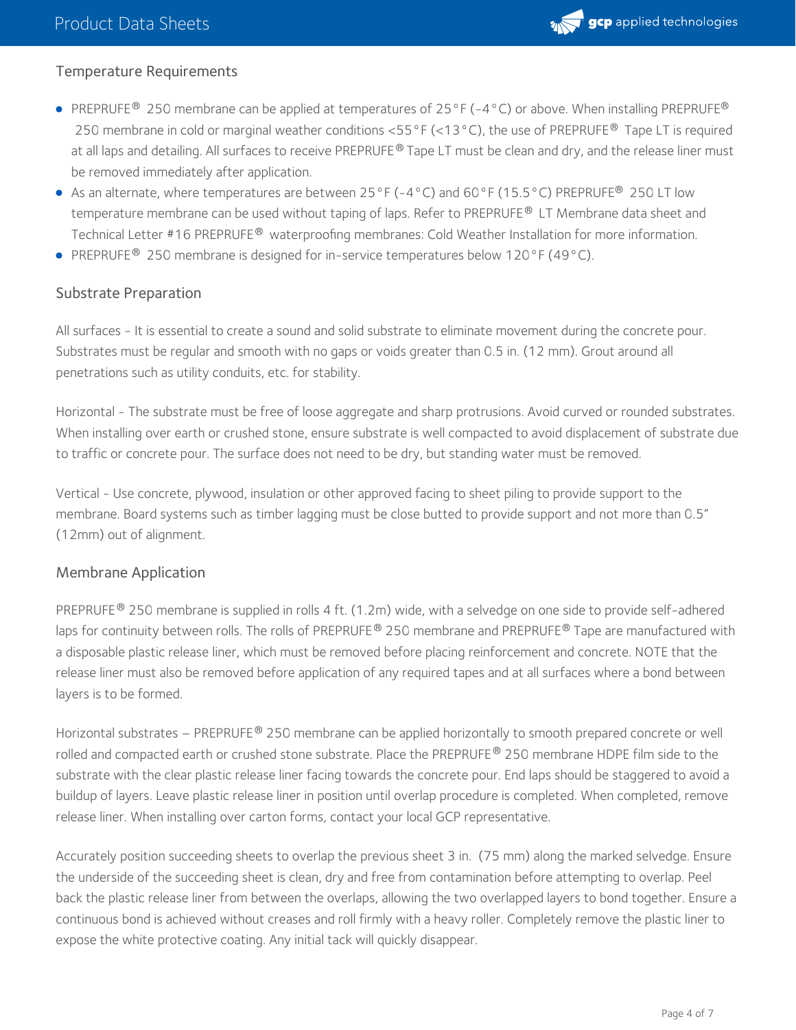## Temperature Requirements

- PREPRUFE® 250 membrane can be applied at temperatures of 25°F (-4°C) or above. When installing PREPRUFE® 250 membrane in cold or marginal weather conditions <55°F (<13°C), the use of PREPRUFE® Tape LT is required at all laps and detailing. All surfaces to receive PREPRUFE® Tape LT must be clean and dry, and the release liner must be removed immediately after application.
- As an alternate, where temperatures are between 25°F (-4°C) and 60°F (15.5°C) PREPRUFE® 250 LT low temperature membrane can be used without taping of laps. Refer to PREPRUFE® LT Membrane data sheet and Technical Letter #16 PREPRUFE® waterproofing membranes: Cold Weather Installation for more information.
- PREPRUFE® 250 membrane is designed for in-service temperatures below 120°F (49°C).

## Substrate Preparation

All surfaces - It is essential to create a sound and solid substrate to eliminate movement during the concrete pour. Substrates must be regular and smooth with no gaps or voids greater than 0.5 in. (12 mm). Grout around all penetrations such as utility conduits, etc. for stability.

Horizontal - The substrate must be free of loose aggregate and sharp protrusions. Avoid curved or rounded substrates. When installing over earth or crushed stone, ensure substrate is well compacted to avoid displacement of substrate due to traffic or concrete pour. The surface does not need to be dry, but standing water must be removed.

Vertical - Use concrete, plywood, insulation or other approved facing to sheet piling to provide support to the membrane. Board systems such as timber lagging must be close butted to provide support and not more than 0.5" (12mm) out of alignment.

## Membrane Application

PREPRUFE® 250 membrane is supplied in rolls 4 ft. (1.2m) wide, with a selvedge on one side to provide self-adhered laps for continuity between rolls. The rolls of PREPRUFE® 250 membrane and PREPRUFE® Tape are manufactured with a disposable plastic release liner, which must be removed before placing reinforcement and concrete. NOTE that the release liner must also be removed before application of any required tapes and at all surfaces where a bond between layers is to be formed.

Horizontal substrates – PREPRUFE® 250 membrane can be applied horizontally to smooth prepared concrete or well rolled and compacted earth or crushed stone substrate. Place the PREPRUFE® 250 membrane HDPE film side to the substrate with the clear plastic release liner facing towards the concrete pour. End laps should be staggered to avoid a buildup of layers. Leave plastic release liner in position until overlap procedure is completed. When completed, remove release liner. When installing over carton forms, contact your local GCP representative.

Accurately position succeeding sheets to overlap the previous sheet 3 in. (75 mm) along the marked selvedge. Ensure the underside of the succeeding sheet is clean, dry and free from contamination before attempting to overlap. Peel back the plastic release liner from between the overlaps, allowing the two overlapped layers to bond together. Ensure a continuous bond is achieved without creases and roll firmly with a heavy roller. Completely remove the plastic liner to expose the white protective coating. Any initial tack will quickly disappear.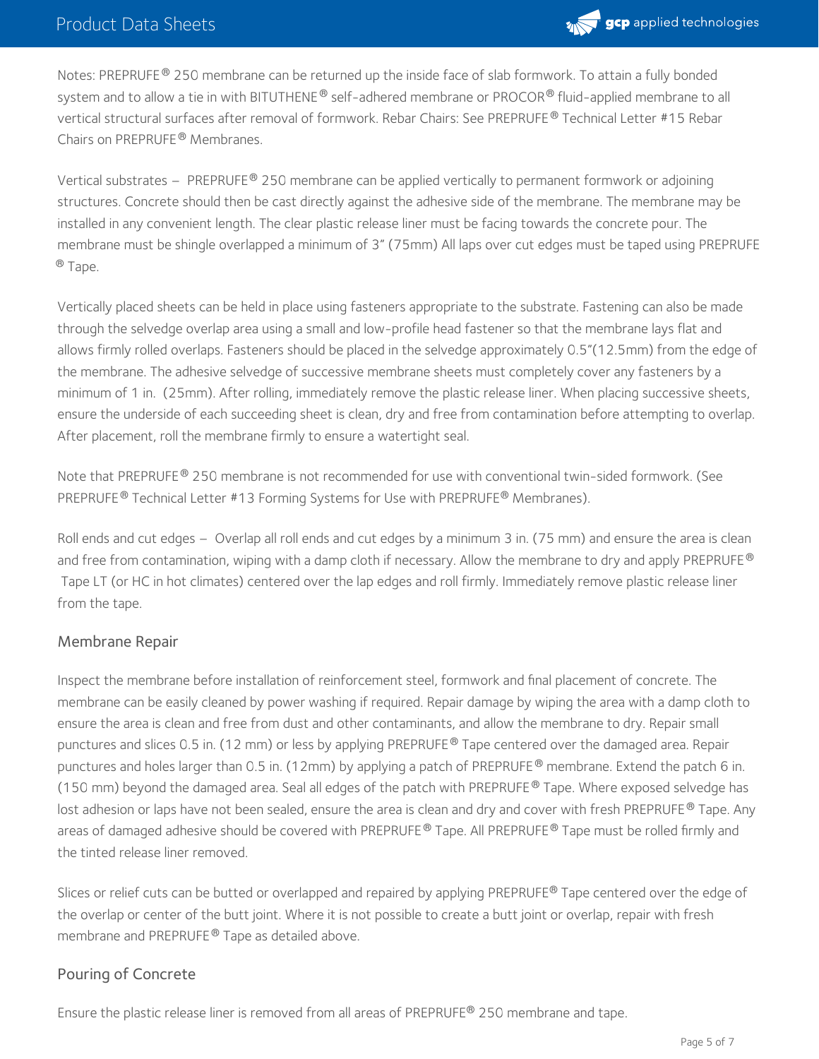Notes: PREPRUFE® 250 membrane can be returned up the inside face of slab formwork. To attain a fully bonded system and to allow a tie in with BITUTHENE® self-adhered membrane or PROCOR® fluid-applied membrane to all vertical structural surfaces after removal of formwork. Rebar Chairs: See PREPRUFE® Technical Letter #15 Rebar Chairs on PREPRUFE® Membranes.

Vertical substrates – PREPRUFE® 250 membrane can be applied vertically to permanent formwork or adjoining structures. Concrete should then be cast directly against the adhesive side of the membrane. The membrane may be installed in any convenient length. The clear plastic release liner must be facing towards the concrete pour. The membrane must be shingle overlapped a minimum of 3" (75mm) All laps over cut edges must be taped using PREPRUFE® Tape.

Vertically placed sheets can be held in place using fasteners appropriate to the substrate. Fastening can also be made through the selvedge overlap area using a small and low-profile head fastener so that the membrane lays flat and allows firmly rolled overlaps. Fasteners should be placed in the selvedge approximately 0.5"(12.5mm) from the edge of the membrane. The adhesive selvedge of successive membrane sheets must completely cover any fasteners by a minimum of 1 in. (25mm). After rolling, immediately remove the plastic release liner. When placing successive sheets, ensure the underside of each succeeding sheet is clean, dry and free from contamination before attempting to overlap. After placement, roll the membrane firmly to ensure a watertight seal.

Note that PREPRUFE® 250 membrane is not recommended for use with conventional twin-sided formwork. (See PREPRUFE® Technical Letter #13 Forming Systems for Use with PREPRUFE® Membranes).

Roll ends and cut edges – Overlap all roll ends and cut edges by a minimum 3 in. (75 mm) and ensure the area is clean and free from contamination, wiping with a damp cloth if necessary. Allow the membrane to dry and apply PREPRUFE® Tape LT (or HC in hot climates) centered over the lap edges and roll firmly. Immediately remove plastic release liner from the tape.

## Membrane Repair

Inspect the membrane before installation of reinforcement steel, formwork and final placement of concrete. The membrane can be easily cleaned by power washing if required. Repair damage by wiping the area with a damp cloth to ensure the area is clean and free from dust and other contaminants, and allow the membrane to dry. Repair small punctures and slices 0.5 in. (12 mm) or less by applying PREPRUFE® Tape centered over the damaged area. Repair punctures and holes larger than 0.5 in. (12mm) by applying a patch of PREPRUFE® membrane. Extend the patch 6 in. (150 mm) beyond the damaged area. Seal all edges of the patch with PREPRUFE® Tape. Where exposed selvedge has lost adhesion or laps have not been sealed, ensure the area is clean and dry and cover with fresh PREPRUFE® Tape. Any areas of damaged adhesive should be covered with PREPRUFE® Tape. All PREPRUFE® Tape must be rolled firmly and the tinted release liner removed.

Slices or relief cuts can be butted or overlapped and repaired by applying PREPRUFE® Tape centered over the edge of the overlap or center of the butt joint. Where it is not possible to create a butt joint or overlap, repair with fresh membrane and PREPRUFE® Tape as detailed above.

## Pouring of Concrete

Ensure the plastic release liner is removed from all areas of PREPRUFE® 250 membrane and tape.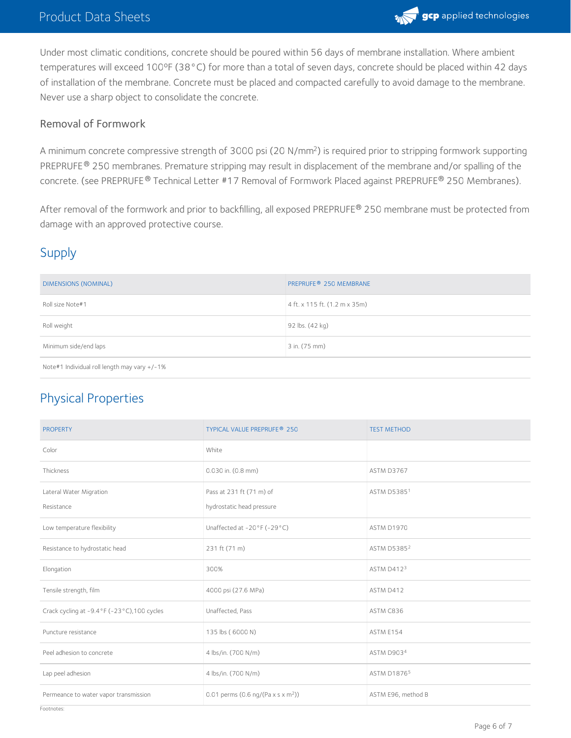Under most climatic conditions, concrete should be poured within 56 days of membrane installation. Where ambient temperatures will exceed 100ºF (38°C) for more than a total of seven days, concrete should be placed within 42 days of installation of the membrane. Concrete must be placed and compacted carefully to avoid damage to the membrane. Never use a sharp object to consolidate the concrete.

### Removal of Formwork

A minimum concrete compressive strength of 3000 psi (20 N/mm$^2$) is required prior to stripping formwork supporting PREPRUFE® 250 membranes. Premature stripping may result in displacement of the membrane and/or spalling of the concrete. (see PREPRUFE® Technical Letter #17 Removal of Formwork Placed against PREPRUFE® 250 Membranes).

After removal of the formwork and prior to backfilling, all exposed PREPRUFE® 250 membrane must be protected from damage with an approved protective course.

## Supply

| DIMENSIONS (NOMINAL) | PREPRUFE® 250 MEMBRANE |
|---|---|
| Roll size Note#1 | 4 ft. x 115 ft. (1.2 m x 35m) |
| Roll weight | 92 lbs. (42 kg) |
| Minimum side/end laps | 3 in. (75 mm) |

Note#1 Individual roll length may vary +/-1%

## Physical Properties

| PROPERTY | TYPICAL VALUE PREPRUFE® 250 | TEST METHOD |
|---|---|---|
| Color | White | |
| Thickness | 0.030 in. (0.8 mm) | ASTM D3767 |
| Lateral Water Migration Resistance | Pass at 231 ft (71 m) of hydrostatic head pressure | ASTM D5385[1] |
| Low temperature flexibility | Unaffected at -20°F (-29°C) | ASTM D1970 |
| Resistance to hydrostatic head | 231 ft (71 m) | ASTM D5385[2] |
| Elongation | 300% | ASTM D412[3] |
| Tensile strength, film | 4000 psi (27.6 MPa) | ASTM D412 |
| Crack cycling at -9.4°F (-23°C),100 cycles | Unaffected, Pass | ASTM C836 |
| Puncture resistance | 135 lbs ( 6000 N) | ASTM E154 |
| Peel adhesion to concrete | 4 lbs/in. (700 N/m) | ASTM D903[4] |
| Lap peel adhesion | 4 lbs/in. (700 N/m) | ASTM D1876[5] |
| Permeance to water vapor transmission | 0.01 perms (0.6 ng/(Pa x s x m$^2$)) | ASTM E96, method B |

Footnotes: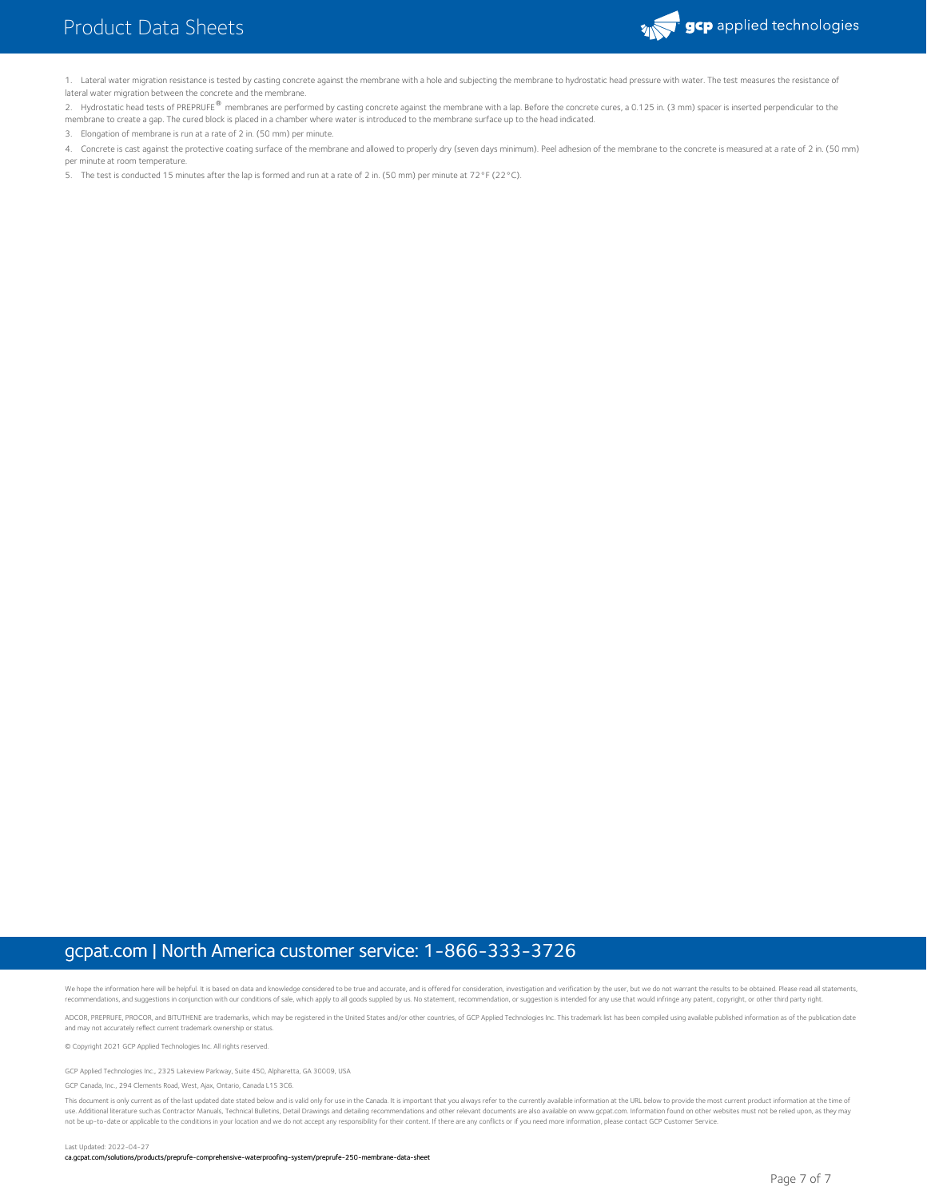1. Lateral water migration resistance is tested by casting concrete against the membrane with a hole and subjecting the membrane to hydrostatic head pressure with water. The test measures the resistance of lateral water migration between the concrete and the membrane.
2. Hydrostatic head tests of PREPRUFE® membranes are performed by casting concrete against the membrane with a lap. Before the concrete cures, a 0.125 in. (3 mm) spacer is inserted perpendicular to the membrane to create a gap. The cured block is placed in a chamber where water is introduced to the membrane surface up to the head indicated.
3. Elongation of membrane is run at a rate of 2 in. (50 mm) per minute.
4. Concrete is cast against the protective coating surface of the membrane and allowed to properly dry (seven days minimum). Peel adhesion of the membrane to the concrete is measured at a rate of 2 in. (50 mm) per minute at room temperature.
5. The test is conducted 15 minutes after the lap is formed and run at a rate of 2 in. (50 mm) per minute at 72°F (22°C).

## gcpat.com | North America customer service: 1-866-333-3726

We hope the information here will be helpful. It is based on data and knowledge considered to be true and accurate, and is offered for consideration, investigation and verification by the user, but we do not warrant the results to be obtained. Please read all statements, recommendations, and suggestions in conjunction with our conditions of sale, which apply to all goods supplied by us. No statement, recommendation, or suggestion is intended for any use that would infringe any patent, copyright, or other third party right.

ADCOR, PREPRUFE, PROCOR, and BITUTHENE are trademarks, which may be registered in the United States and/or other countries, of GCP Applied Technologies Inc. This trademark list has been compiled using available published information as of the publication date and may not accurately reflect current trademark ownership or status.

© Copyright 2021 GCP Applied Technologies Inc. All rights reserved.

GCP Applied Technologies Inc., 2325 Lakeview Parkway, Suite 450, Alpharetta, GA 30009, USA

GCP Canada, Inc., 294 Clements Road, West, Ajax, Ontario, Canada L1S 3C6.

This document is only current as of the last updated date stated below and is valid only for use in the Canada. It is important that you always refer to the currently available information at the URL below to provide the most current product information at the time of use. Additional literature such as Contractor Manuals, Technical Bulletins, Detail Drawings and detailing recommendations and other relevant documents are also available on www.gcpat.com. Information found on other websites must not be relied upon, as they may not be up-to-date or applicable to the conditions in your location and we do not accept any responsibility for their content. If there are any conflicts or if you need more information, please contact GCP Customer Service.

Last Updated: 2022-04-27
ca.gcpat.com/solutions/products/preprufe-comprehensive-waterproofing-system/preprufe-250-membrane-data-sheet